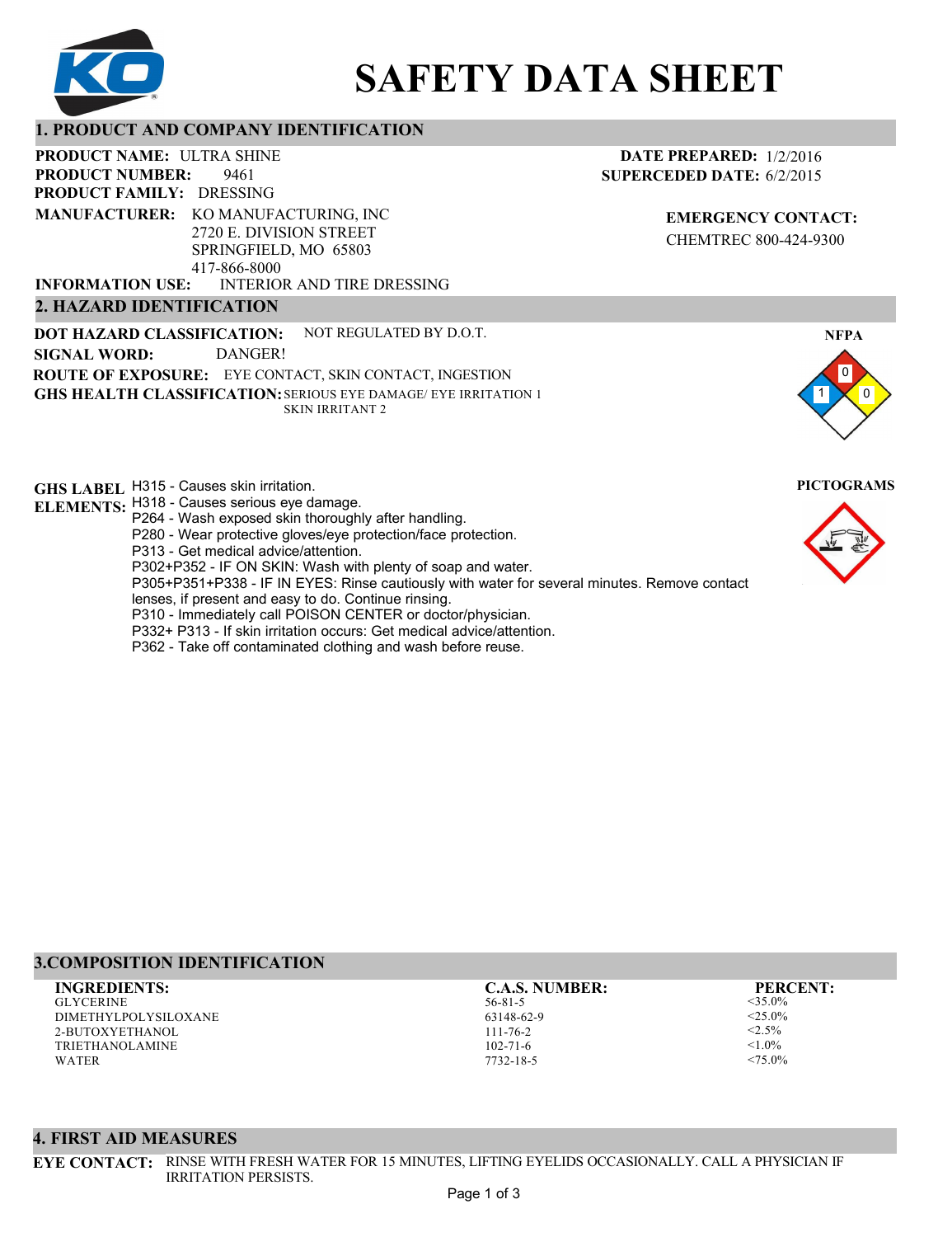# SAFETY DATA SHEET

## 1. PRODUCT AND COMPANY IDENTIFICATION

**PRODUCT NAME:** ULTRA SHINE
**PRODUCT NUMBER:** 9461
**PRODUCT FAMILY:** DRESSING
**MANUFACTURER:** KO MANUFACTURING, INC
2720 E. DIVISION STREET
SPRINGFIELD, MO 65803
417-866-8000
**INFORMATION USE:** INTERIOR AND TIRE DRESSING

**DATE PREPARED:** 1/2/2016
**SUPERCEDED DATE:** 6/2/2015

**EMERGENCY CONTACT:**
CHEMTREC 800-424-9300

## 2. HAZARD IDENTIFICATION

**DOT HAZARD CLASSIFICATION:** NOT REGULATED BY D.O.T.
**SIGNAL WORD:** DANGER!
**ROUTE OF EXPOSURE:** EYE CONTACT, SKIN CONTACT, INGESTION
**GHS HEALTH CLASSIFICATION:** SERIOUS EYE DAMAGE/ EYE IRRITATION 1
SKIN IRRITANT 2

**NFPA**
0
1
0

**GHS LABEL ELEMENTS:**
H315 - Causes skin irritation.
H318 - Causes serious eye damage.
P264 - Wash exposed skin thoroughly after handling.
P280 - Wear protective gloves/eye protection/face protection.
P313 - Get medical advice/attention.
P302+P352 - IF ON SKIN: Wash with plenty of soap and water.
P305+P351+P338 - IF IN EYES: Rinse cautiously with water for several minutes. Remove contact lenses, if present and easy to do. Continue rinsing.
P310 - Immediately call POISON CENTER or doctor/physician.
P332+ P313 - If skin irritation occurs: Get medical advice/attention.
P362 - Take off contaminated clothing and wash before reuse.

**PICTOGRAMS**

## 3.COMPOSITION IDENTIFICATION

| INGREDIENTS: | C.A.S. NUMBER: | PERCENT: |
|---|---|---|
| GLYCERINE | 56-81-5 | <35.0% |
| DIMETHYLPOLYSILOXANE | 63148-62-9 | <25.0% |
| 2-BUTOXYETHANOL | 111-76-2 | <2.5% |
| TRIETHANOLAMINE | 102-71-6 | <1.0% |
| WATER | 7732-18-5 | <75.0% |

## 4. FIRST AID MEASURES

**EYE CONTACT:** RINSE WITH FRESH WATER FOR 15 MINUTES, LIFTING EYELIDS OCCASIONALLY. CALL A PHYSICIAN IF IRRITATION PERSISTS.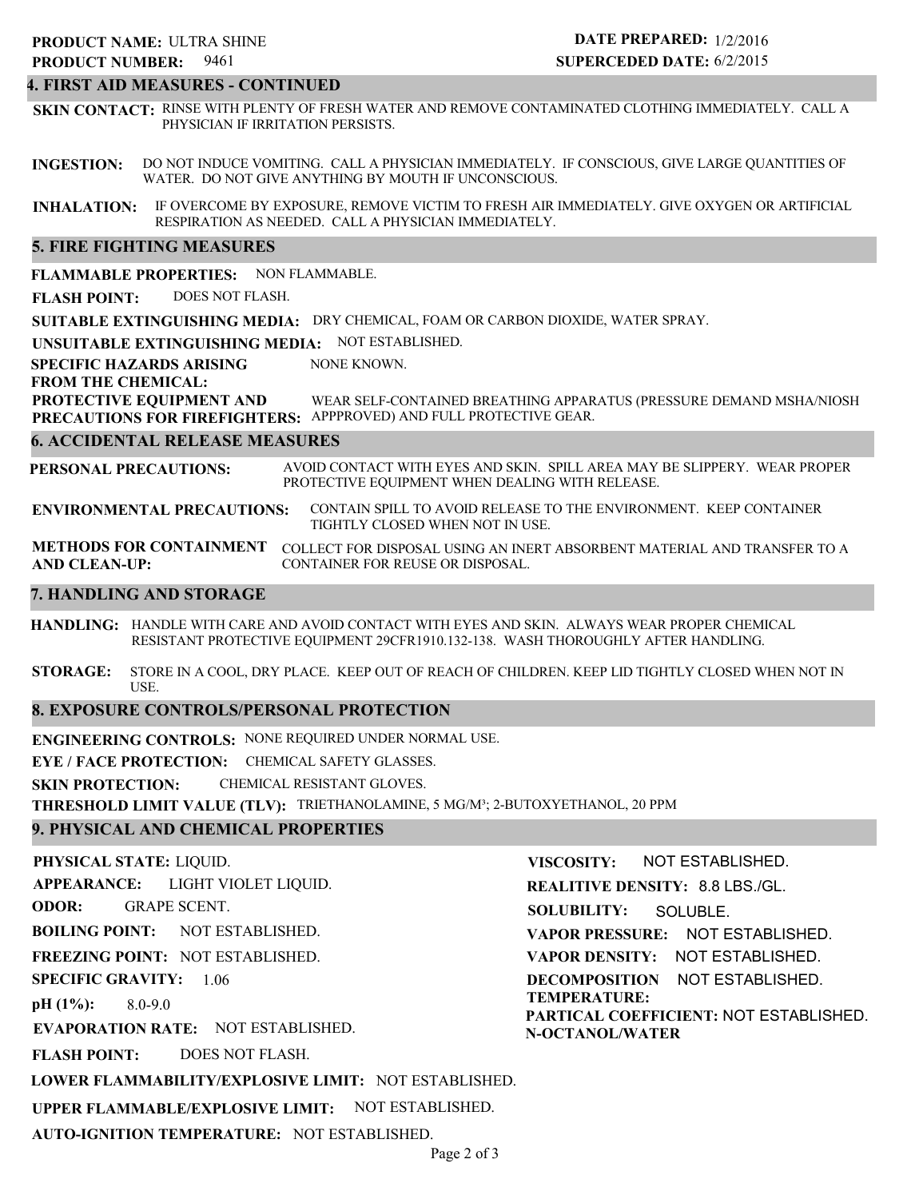**PRODUCT NAME:** ULTRA SHINE
**PRODUCT NUMBER:** 9461

**DATE PREPARED:** 1/2/2016
**SUPERCEDED DATE:** 6/2/2015

## 4. FIRST AID MEASURES - CONTINUED

**SKIN CONTACT:** RINSE WITH PLENTY OF FRESH WATER AND REMOVE CONTAMINATED CLOTHING IMMEDIATELY. CALL A PHYSICIAN IF IRRITATION PERSISTS.

**INGESTION:** DO NOT INDUCE VOMITING. CALL A PHYSICIAN IMMEDIATELY. IF CONSCIOUS, GIVE LARGE QUANTITIES OF WATER. DO NOT GIVE ANYTHING BY MOUTH IF UNCONSCIOUS.

**INHALATION:** IF OVERCOME BY EXPOSURE, REMOVE VICTIM TO FRESH AIR IMMEDIATELY. GIVE OXYGEN OR ARTIFICIAL RESPIRATION AS NEEDED. CALL A PHYSICIAN IMMEDIATELY.

## 5. FIRE FIGHTING MEASURES

**FLAMMABLE PROPERTIES:** NON FLAMMABLE.

**FLASH POINT:** DOES NOT FLASH.

**SUITABLE EXTINGUISHING MEDIA:** DRY CHEMICAL, FOAM OR CARBON DIOXIDE, WATER SPRAY.

**UNSUITABLE EXTINGUISHING MEDIA:** NOT ESTABLISHED.

**SPECIFIC HAZARDS ARISING FROM THE CHEMICAL:** NONE KNOWN.

**PROTECTIVE EQUIPMENT AND PRECAUTIONS FOR FIREFIGHTERS:** WEAR SELF-CONTAINED BREATHING APPARATUS (PRESSURE DEMAND MSHA/NIOSH APPPROVED) AND FULL PROTECTIVE GEAR.

## 6. ACCIDENTAL RELEASE MEASURES

**PERSONAL PRECAUTIONS:** AVOID CONTACT WITH EYES AND SKIN. SPILL AREA MAY BE SLIPPERY. WEAR PROPER PROTECTIVE EQUIPMENT WHEN DEALING WITH RELEASE.

**ENVIRONMENTAL PRECAUTIONS:** CONTAIN SPILL TO AVOID RELEASE TO THE ENVIRONMENT. KEEP CONTAINER TIGHTLY CLOSED WHEN NOT IN USE.

**METHODS FOR CONTAINMENT AND CLEAN-UP:** COLLECT FOR DISPOSAL USING AN INERT ABSORBENT MATERIAL AND TRANSFER TO A CONTAINER FOR REUSE OR DISPOSAL.

## 7. HANDLING AND STORAGE

**HANDLING:** HANDLE WITH CARE AND AVOID CONTACT WITH EYES AND SKIN. ALWAYS WEAR PROPER CHEMICAL RESISTANT PROTECTIVE EQUIPMENT 29CFR1910.132-138. WASH THOROUGHLY AFTER HANDLING.

**STORAGE:** STORE IN A COOL, DRY PLACE. KEEP OUT OF REACH OF CHILDREN. KEEP LID TIGHTLY CLOSED WHEN NOT IN USE.

## 8. EXPOSURE CONTROLS/PERSONAL PROTECTION

**ENGINEERING CONTROLS:** NONE REQUIRED UNDER NORMAL USE.

**EYE / FACE PROTECTION:** CHEMICAL SAFETY GLASSES.

**SKIN PROTECTION:** CHEMICAL RESISTANT GLOVES.

**THRESHOLD LIMIT VALUE (TLV):** TRIETHANOLAMINE, 5 MG/M³; 2-BUTOXYETHANOL, 20 PPM

## 9. PHYSICAL AND CHEMICAL PROPERTIES

**PHYSICAL STATE:** LIQUID.

**APPEARANCE:** LIGHT VIOLET LIQUID.

**ODOR:** GRAPE SCENT.

**BOILING POINT:** NOT ESTABLISHED.

**FREEZING POINT:** NOT ESTABLISHED.

**SPECIFIC GRAVITY:** 1.06

**pH (1%):** 8.0-9.0

**EVAPORATION RATE:** NOT ESTABLISHED.

**FLASH POINT:** DOES NOT FLASH.

**LOWER FLAMMABILITY/EXPLOSIVE LIMIT:** NOT ESTABLISHED.

**UPPER FLAMMABLE/EXPLOSIVE LIMIT:** NOT ESTABLISHED.

**AUTO-IGNITION TEMPERATURE:** NOT ESTABLISHED.

**VISCOSITY:** NOT ESTABLISHED.

**REALITIVE DENSITY:** 8.8 LBS./GL.

**SOLUBILITY:** SOLUBLE.

**VAPOR PRESSURE:** NOT ESTABLISHED.

**VAPOR DENSITY:** NOT ESTABLISHED.

**DECOMPOSITION TEMPERATURE:** NOT ESTABLISHED.

**PARTICAL COEFFICIENT: N-OCTANOL/WATER** NOT ESTABLISHED.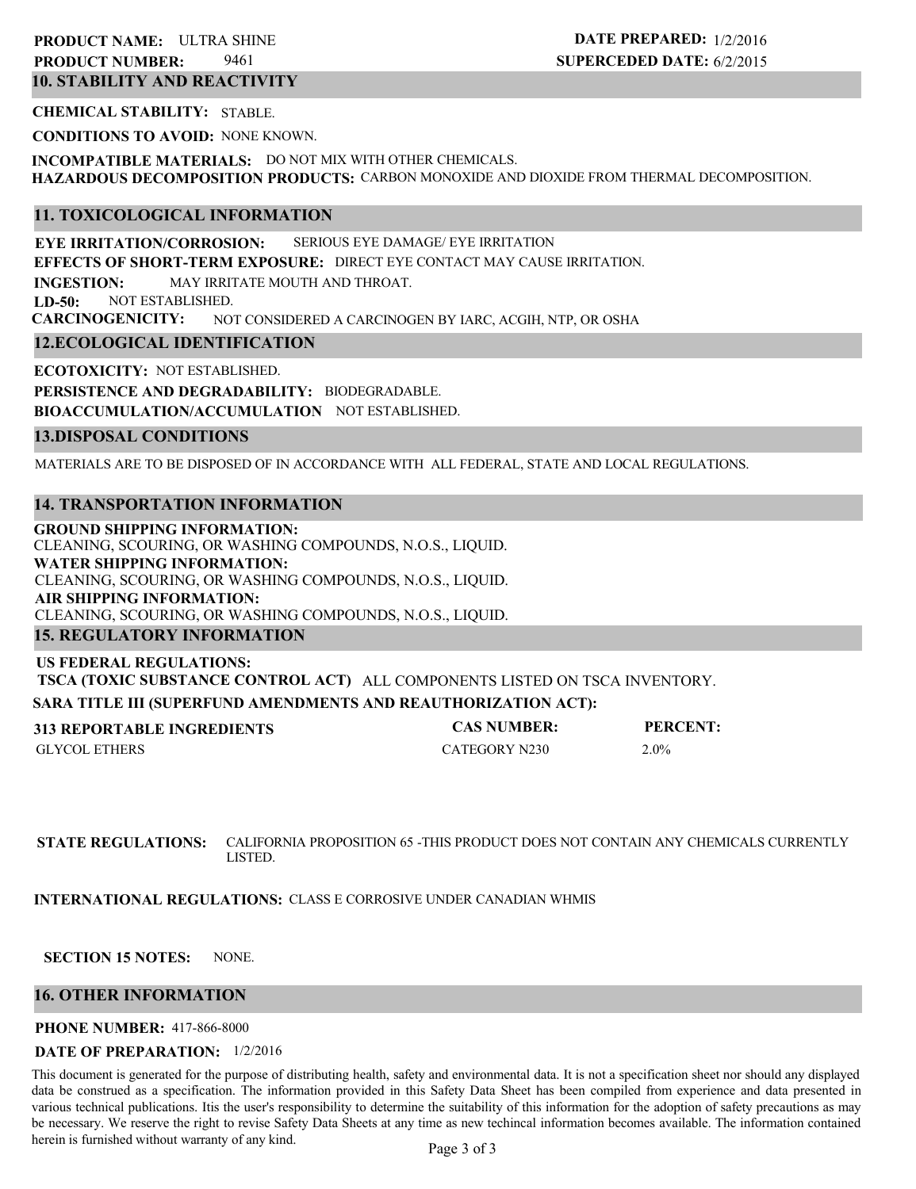**PRODUCT NAME:** ULTRA SHINE
**PRODUCT NUMBER:** 9461

**DATE PREPARED:** 1/2/2016
**SUPERCEDED DATE:** 6/2/2015

## 10. STABILITY AND REACTIVITY

**CHEMICAL STABILITY:** STABLE.

**CONDITIONS TO AVOID:** NONE KNOWN.

**INCOMPATIBLE MATERIALS:** DO NOT MIX WITH OTHER CHEMICALS.

**HAZARDOUS DECOMPOSITION PRODUCTS:** CARBON MONOXIDE AND DIOXIDE FROM THERMAL DECOMPOSITION.

## 11. TOXICOLOGICAL INFORMATION

**EYE IRRITATION/CORROSION:** SERIOUS EYE DAMAGE/ EYE IRRITATION

**EFFECTS OF SHORT-TERM EXPOSURE:** DIRECT EYE CONTACT MAY CAUSE IRRITATION.

**INGESTION:** MAY IRRITATE MOUTH AND THROAT.

**LD-50:** NOT ESTABLISHED.

**CARCINOGENICITY:** NOT CONSIDERED A CARCINOGEN BY IARC, ACGIH, NTP, OR OSHA

## 12.ECOLOGICAL IDENTIFICATION

**ECOTOXICITY:** NOT ESTABLISHED.

**PERSISTENCE AND DEGRADABILITY:** BIODEGRADABLE.

**BIOACCUMULATION/ACCUMULATION** NOT ESTABLISHED.

## 13.DISPOSAL CONDITIONS

MATERIALS ARE TO BE DISPOSED OF IN ACCORDANCE WITH ALL FEDERAL, STATE AND LOCAL REGULATIONS.

## 14. TRANSPORTATION INFORMATION

**GROUND SHIPPING INFORMATION:**
CLEANING, SCOURING, OR WASHING COMPOUNDS, N.O.S., LIQUID.

**WATER SHIPPING INFORMATION:**
CLEANING, SCOURING, OR WASHING COMPOUNDS, N.O.S., LIQUID.

**AIR SHIPPING INFORMATION:**
CLEANING, SCOURING, OR WASHING COMPOUNDS, N.O.S., LIQUID.

## 15. REGULATORY INFORMATION

**US FEDERAL REGULATIONS:**

**TSCA (TOXIC SUBSTANCE CONTROL ACT)** ALL COMPONENTS LISTED ON TSCA INVENTORY.

**SARA TITLE III (SUPERFUND AMENDMENTS AND REAUTHORIZATION ACT):**

| 313 REPORTABLE INGREDIENTS | CAS NUMBER: | PERCENT: |
|---|---|---|
| GLYCOL ETHERS | CATEGORY N230 | 2.0% |

**STATE REGULATIONS:** CALIFORNIA PROPOSITION 65 -THIS PRODUCT DOES NOT CONTAIN ANY CHEMICALS CURRENTLY LISTED.

**INTERNATIONAL REGULATIONS:** CLASS E CORROSIVE UNDER CANADIAN WHMIS

**SECTION 15 NOTES:** NONE.

## 16. OTHER INFORMATION

**PHONE NUMBER:** 417-866-8000

**DATE OF PREPARATION:** 1/2/2016

This document is generated for the purpose of distributing health, safety and environmental data. It is not a specification sheet nor should any displayed data be construed as a specification. The information provided in this Safety Data Sheet has been compiled from experience and data presented in various technical publications. Itis the user's responsibility to determine the suitability of this information for the adoption of safety precautions as may be necessary. We reserve the right to revise Safety Data Sheets at any time as new techincal information becomes available. The information contained herein is furnished without warranty of any kind.